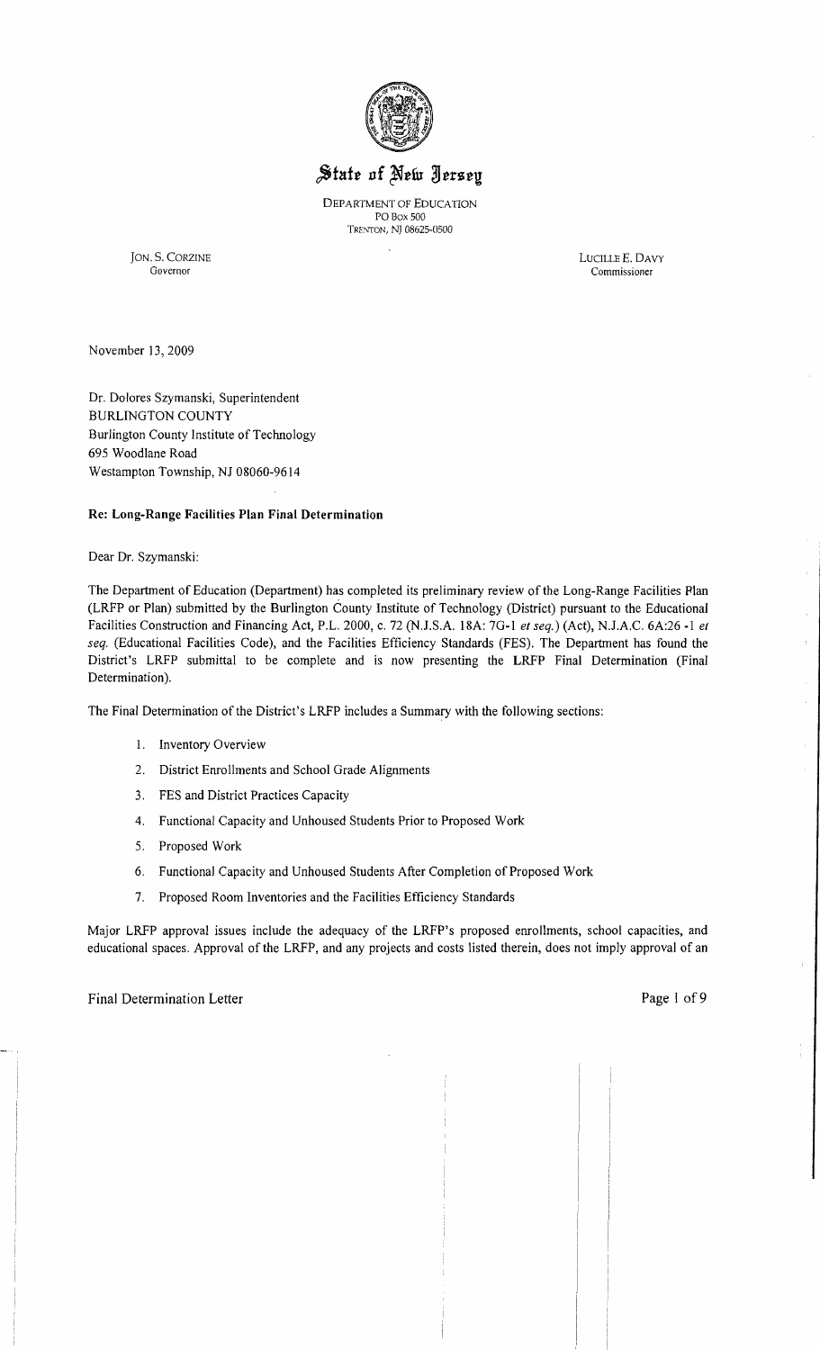# State of New Jersey

DEPARTMENT OF EDUCATION
PO Box 500
TRENTON, NJ 08625-0500

JON. S. CORZINE
Governor

LUCILLE E. DAVY
Commissioner

November 13, 2009

Dr. Dolores Szymanski, Superintendent
BURLINGTON COUNTY
Burlington County Institute of Technology
695 Woodlane Road
Westampton Township, NJ 08060-9614

**Re: Long-Range Facilities Plan Final Determination**

Dear Dr. Szymanski:

The Department of Education (Department) has completed its preliminary review of the Long-Range Facilities Plan (LRFP or Plan) submitted by the Burlington County Institute of Technology (District) pursuant to the Educational Facilities Construction and Financing Act, P.L. 2000, c. 72 (N.J.S.A. 18A: 7G-1 *et seq.*) (Act), N.J.A.C. 6A:26 -1 *et seq.* (Educational Facilities Code), and the Facilities Efficiency Standards (FES). The Department has found the District's LRFP submittal to be complete and is now presenting the LRFP Final Determination (Final Determination).

The Final Determination of the District's LRFP includes a Summary with the following sections:

1. Inventory Overview
2. District Enrollments and School Grade Alignments
3. FES and District Practices Capacity
4. Functional Capacity and Unhoused Students Prior to Proposed Work
5. Proposed Work
6. Functional Capacity and Unhoused Students After Completion of Proposed Work
7. Proposed Room Inventories and the Facilities Efficiency Standards

Major LRFP approval issues include the adequacy of the LRFP's proposed enrollments, school capacities, and educational spaces. Approval of the LRFP, and any projects and costs listed therein, does not imply approval of an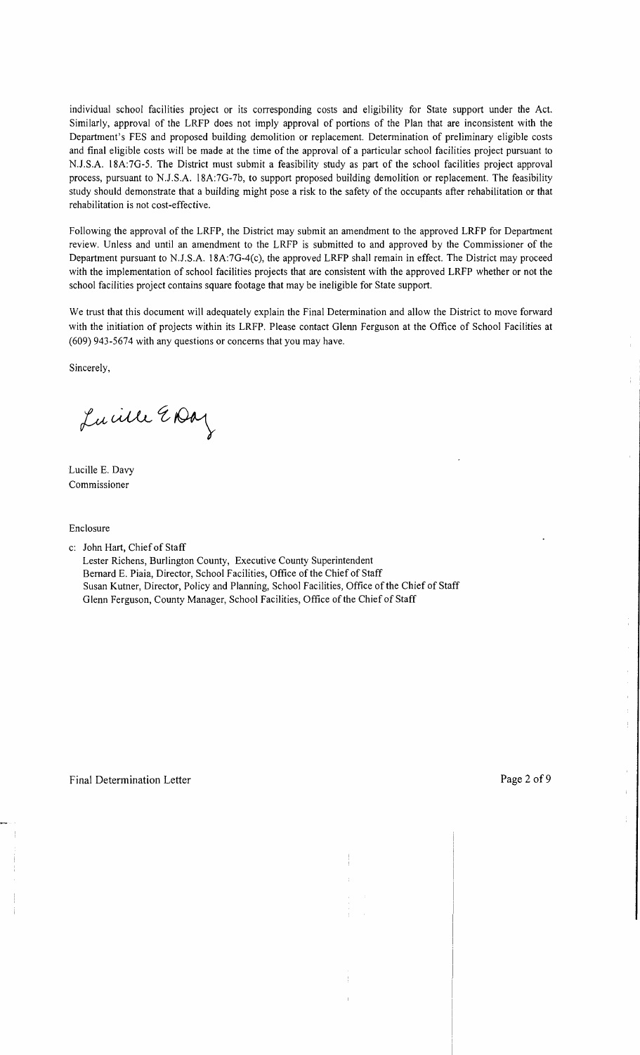individual school facilities project or its corresponding costs and eligibility for State support under the Act. Similarly, approval of the LRFP does not imply approval of portions of the Plan that are inconsistent with the Department's FES and proposed building demolition or replacement. Determination of preliminary eligible costs and final eligible costs will be made at the time of the approval of a particular school facilities project pursuant to N.J.S.A. 18A:7G-5. The District must submit a feasibility study as part of the school facilities project approval process, pursuant to N.J.S.A. 18A:7G-7b, to support proposed building demolition or replacement. The feasibility study should demonstrate that a building might pose a risk to the safety of the occupants after rehabilitation or that rehabilitation is not cost-effective.

Following the approval of the LRFP, the District may submit an amendment to the approved LRFP for Department review. Unless and until an amendment to the LRFP is submitted to and approved by the Commissioner of the Department pursuant to N.J.S.A. 18A:7G-4(c), the approved LRFP shall remain in effect. The District may proceed with the implementation of school facilities projects that are consistent with the approved LRFP whether or not the school facilities project contains square footage that may be ineligible for State support.

We trust that this document will adequately explain the Final Determination and allow the District to move forward with the initiation of projects within its LRFP. Please contact Glenn Ferguson at the Office of School Facilities at (609) 943-5674 with any questions or concerns that you may have.

Sincerely,

Lucille E. Davy

Lucille E. Davy
Commissioner

Enclosure

c: John Hart, Chief of Staff
Lester Richens, Burlington County, Executive County Superintendent
Bernard E. Piaia, Director, School Facilities, Office of the Chief of Staff
Susan Kutner, Director, Policy and Planning, School Facilities, Office of the Chief of Staff
Glenn Ferguson, County Manager, School Facilities, Office of the Chief of Staff

Final Determination Letter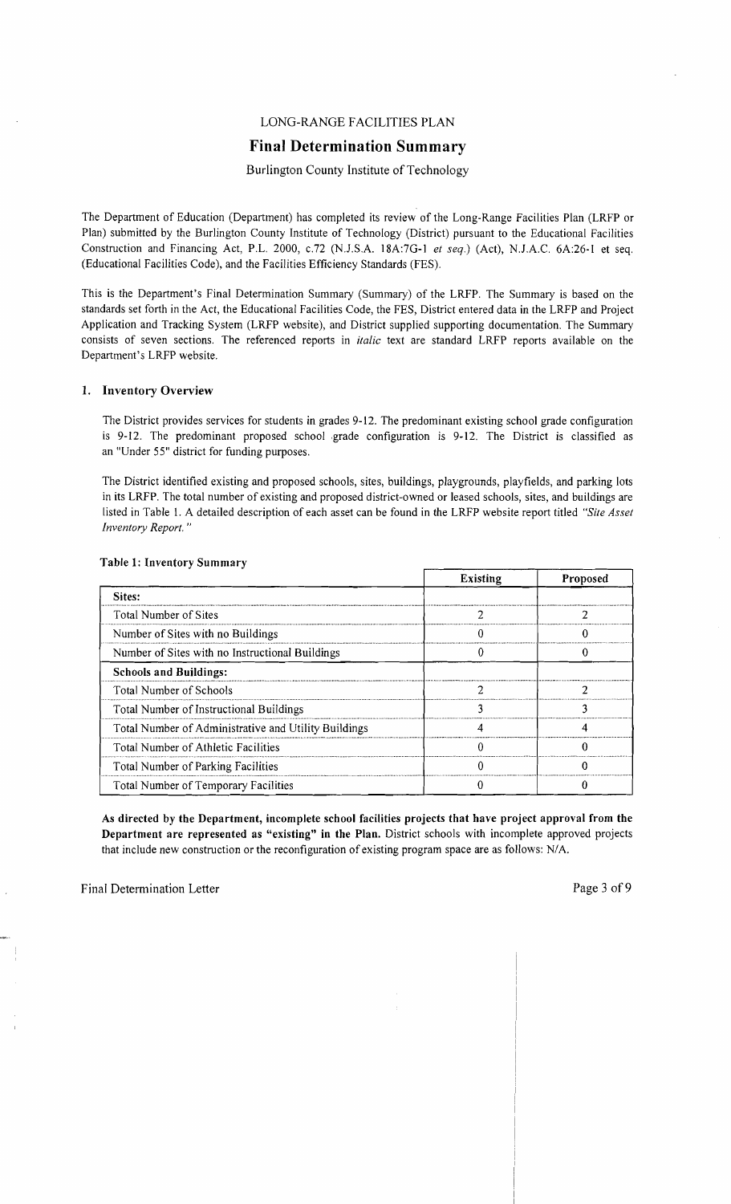LONG-RANGE FACILITIES PLAN

# Final Determination Summary

Burlington County Institute of Technology

The Department of Education (Department) has completed its review of the Long-Range Facilities Plan (LRFP or Plan) submitted by the Burlington County Institute of Technology (District) pursuant to the Educational Facilities Construction and Financing Act, P.L. 2000, c.72 (N.J.S.A. 18A:7G-1 *et seq.*) (Act), N.J.A.C. 6A:26-1 et seq. (Educational Facilities Code), and the Facilities Efficiency Standards (FES).

This is the Department's Final Determination Summary (Summary) of the LRFP. The Summary is based on the standards set forth in the Act, the Educational Facilities Code, the FES, District entered data in the LRFP and Project Application and Tracking System (LRFP website), and District supplied supporting documentation. The Summary consists of seven sections. The referenced reports in *italic* text are standard LRFP reports available on the Department's LRFP website.

## 1. Inventory Overview

The District provides services for students in grades 9-12. The predominant existing school grade configuration is 9-12. The predominant proposed school grade configuration is 9-12. The District is classified as an "Under 55" district for funding purposes.

The District identified existing and proposed schools, sites, buildings, playgrounds, playfields, and parking lots in its LRFP. The total number of existing and proposed district-owned or leased schools, sites, and buildings are listed in Table 1. A detailed description of each asset can be found in the LRFP website report titled *"Site Asset Inventory Report."*

**Table 1: Inventory Summary**

| | Existing | Proposed |
|---|---|---|
| **Sites:** | | |
| Total Number of Sites | 2 | 2 |
| Number of Sites with no Buildings | 0 | 0 |
| Number of Sites with no Instructional Buildings | 0 | 0 |
| **Schools and Buildings:** | | |
| Total Number of Schools | 2 | 2 |
| Total Number of Instructional Buildings | 3 | 3 |
| Total Number of Administrative and Utility Buildings | 4 | 4 |
| Total Number of Athletic Facilities | 0 | 0 |
| Total Number of Parking Facilities | 0 | 0 |
| Total Number of Temporary Facilities | 0 | 0 |

**As directed by the Department, incomplete school facilities projects that have project approval from the Department are represented as "existing" in the Plan.** District schools with incomplete approved projects that include new construction or the reconfiguration of existing program space are as follows: N/A.

Final Determination Letter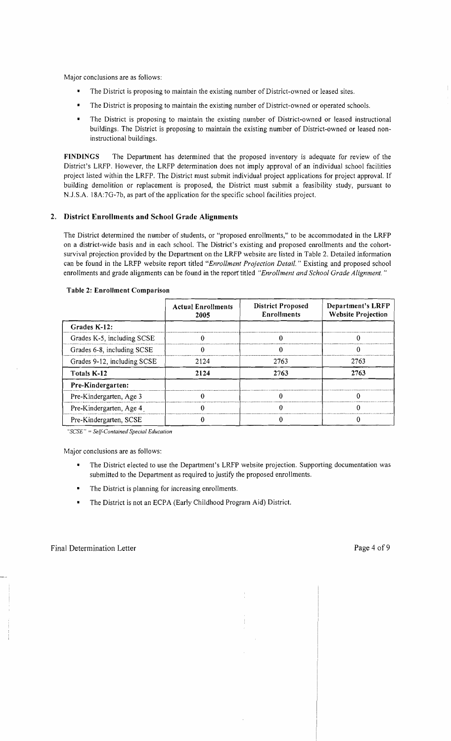Major conclusions are as follows:

- The District is proposing to maintain the existing number of District-owned or leased sites.
- The District is proposing to maintain the existing number of District-owned or operated schools.
- The District is proposing to maintain the existing number of District-owned or leased instructional buildings. The District is proposing to maintain the existing number of District-owned or leased non-instructional buildings.

**FINDINGS** The Department has determined that the proposed inventory is adequate for review of the District's LRFP. However, the LRFP determination does not imply approval of an individual school facilities project listed within the LRFP. The District must submit individual project applications for project approval. If building demolition or replacement is proposed, the District must submit a feasibility study, pursuant to N.J.S.A. 18A:7G-7b, as part of the application for the specific school facilities project.

## 2. District Enrollments and School Grade Alignments

The District determined the number of students, or "proposed enrollments," to be accommodated in the LRFP on a district-wide basis and in each school. The District's existing and proposed enrollments and the cohort-survival projection provided by the Department on the LRFP website are listed in Table 2. Detailed information can be found in the LRFP website report titled *"Enrollment Projection Detail."* Existing and proposed school enrollments and grade alignments can be found in the report titled *"Enrollment and School Grade Alignment."*

**Table 2: Enrollment Comparison**

| | Actual Enrollments 2005 | District Proposed Enrollments | Department's LRFP Website Projection |
|---|---|---|---|
| **Grades K-12:** | | | |
| Grades K-5, including SCSE | 0 | 0 | 0 |
| Grades 6-8, including SCSE | 0 | 0 | 0 |
| Grades 9-12, including SCSE | 2124 | 2763 | 2763 |
| **Totals K-12** | **2124** | **2763** | **2763** |
| **Pre-Kindergarten:** | | | |
| Pre-Kindergarten, Age 3 | 0 | 0 | 0 |
| Pre-Kindergarten, Age 4 | 0 | 0 | 0 |
| Pre-Kindergarten, SCSE | 0 | 0 | 0 |

*"SCSE" = Self-Contained Special Education*

Major conclusions are as follows:

- The District elected to use the Department's LRFP website projection. Supporting documentation was submitted to the Department as required to justify the proposed enrollments.
- The District is planning for increasing enrollments.
- The District is not an ECPA (Early Childhood Program Aid) District.

Final Determination Letter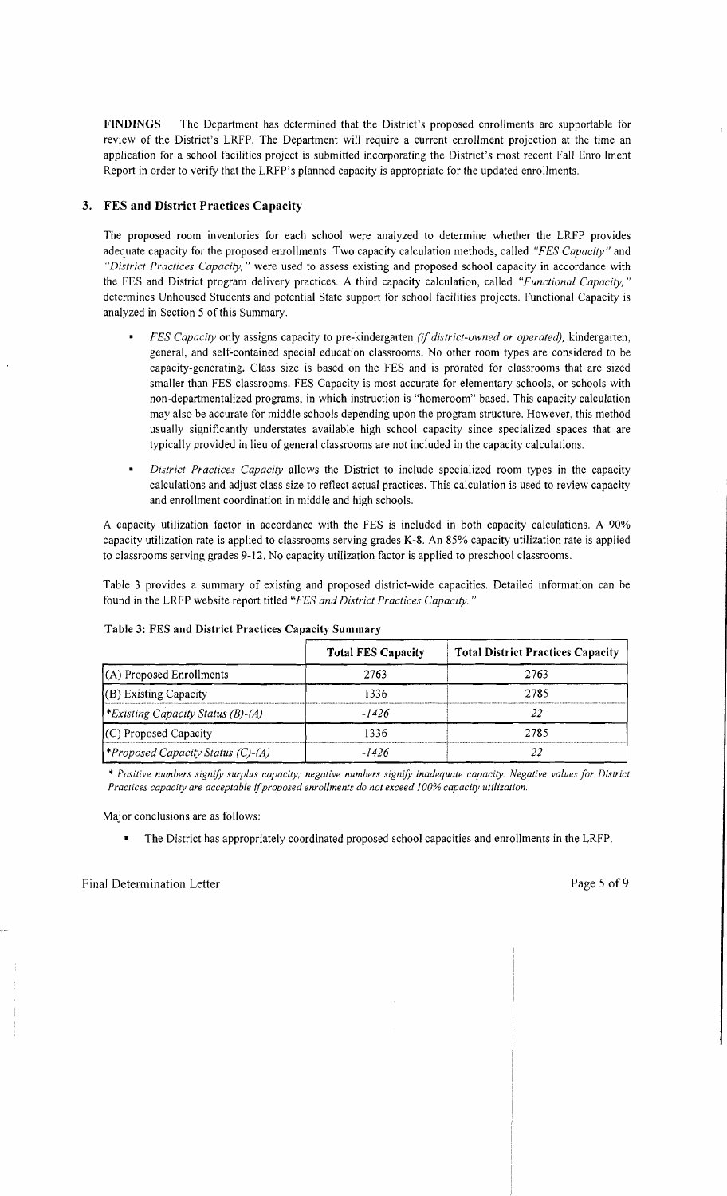**FINDINGS** The Department has determined that the District's proposed enrollments are supportable for review of the District's LRFP. The Department will require a current enrollment projection at the time an application for a school facilities project is submitted incorporating the District's most recent Fall Enrollment Report in order to verify that the LRFP's planned capacity is appropriate for the updated enrollments.

## 3. FES and District Practices Capacity

The proposed room inventories for each school were analyzed to determine whether the LRFP provides adequate capacity for the proposed enrollments. Two capacity calculation methods, called *"FES Capacity"* and *"District Practices Capacity,"* were used to assess existing and proposed school capacity in accordance with the FES and District program delivery practices. A third capacity calculation, called *"Functional Capacity,"* determines Unhoused Students and potential State support for school facilities projects. Functional Capacity is analyzed in Section 5 of this Summary.

- *FES Capacity* only assigns capacity to pre-kindergarten *(if district-owned or operated),* kindergarten, general, and self-contained special education classrooms. No other room types are considered to be capacity-generating. Class size is based on the FES and is prorated for classrooms that are sized smaller than FES classrooms. FES Capacity is most accurate for elementary schools, or schools with non-departmentalized programs, in which instruction is "homeroom" based. This capacity calculation may also be accurate for middle schools depending upon the program structure. However, this method usually significantly understates available high school capacity since specialized spaces that are typically provided in lieu of general classrooms are not included in the capacity calculations.
- *District Practices Capacity* allows the District to include specialized room types in the capacity calculations and adjust class size to reflect actual practices. This calculation is used to review capacity and enrollment coordination in middle and high schools.

A capacity utilization factor in accordance with the FES is included in both capacity calculations. A 90% capacity utilization rate is applied to classrooms serving grades K-8. An 85% capacity utilization rate is applied to classrooms serving grades 9-12. No capacity utilization factor is applied to preschool classrooms.

Table 3 provides a summary of existing and proposed district-wide capacities. Detailed information can be found in the LRFP website report titled *"FES and District Practices Capacity."*

**Table 3: FES and District Practices Capacity Summary**

| | Total FES Capacity | Total District Practices Capacity |
|---|---|---|
| (A) Proposed Enrollments | 2763 | 2763 |
| (B) Existing Capacity | 1336 | 2785 |
| **Existing Capacity Status (B)-(A)* | *-1426* | *22* |
| (C) Proposed Capacity | 1336 | 2785 |
| **Proposed Capacity Status (C)-(A)* | *-1426* | *22* |

*\* Positive numbers signify surplus capacity; negative numbers signify inadequate capacity. Negative values for District Practices capacity are acceptable if proposed enrollments do not exceed 100% capacity utilization.*

Major conclusions are as follows:

- The District has appropriately coordinated proposed school capacities and enrollments in the LRFP.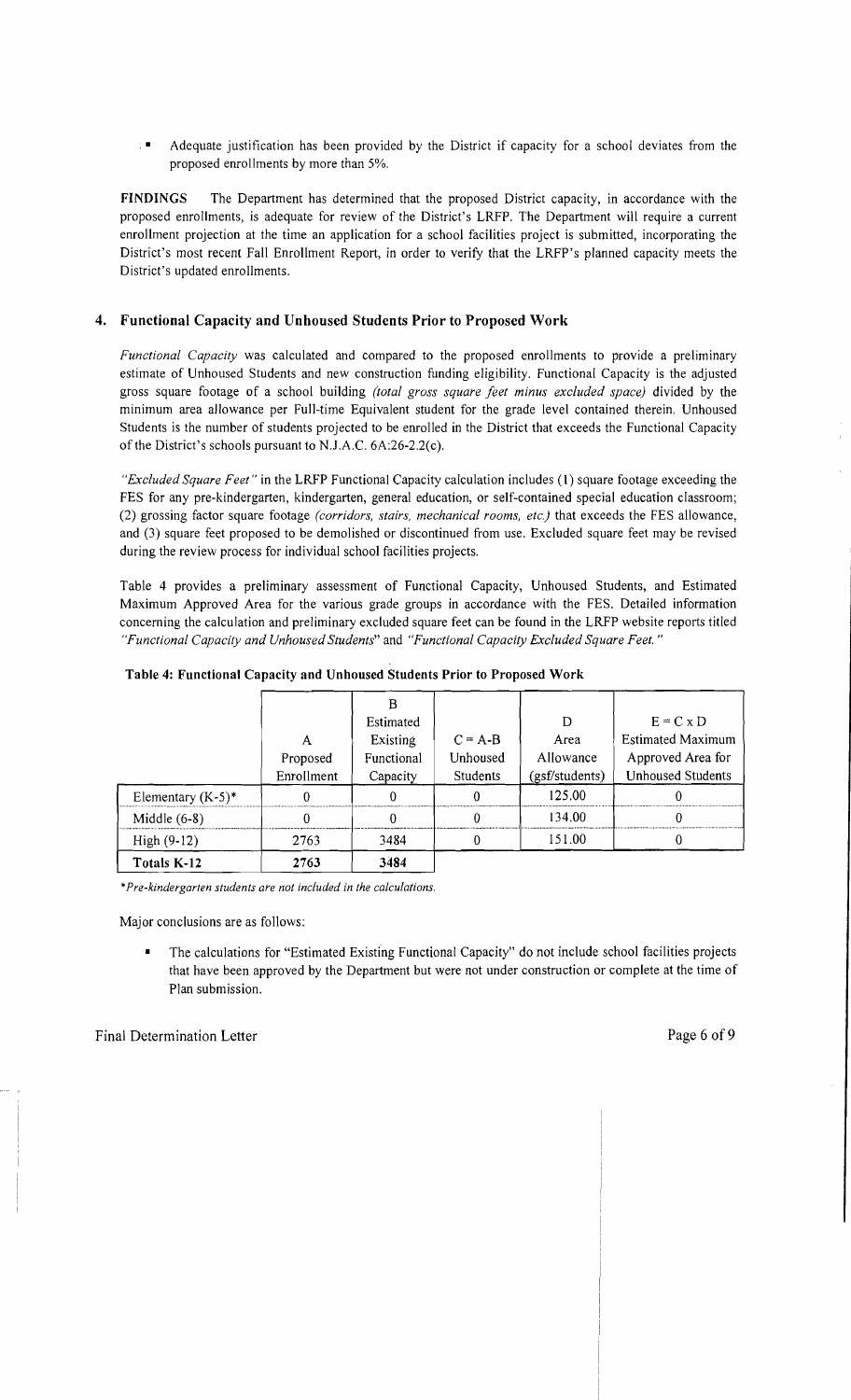- Adequate justification has been provided by the District if capacity for a school deviates from the proposed enrollments by more than 5%.

**FINDINGS** The Department has determined that the proposed District capacity, in accordance with the proposed enrollments, is adequate for review of the District's LRFP. The Department will require a current enrollment projection at the time an application for a school facilities project is submitted, incorporating the District's most recent Fall Enrollment Report, in order to verify that the LRFP's planned capacity meets the District's updated enrollments.

## 4. Functional Capacity and Unhoused Students Prior to Proposed Work

*Functional Capacity* was calculated and compared to the proposed enrollments to provide a preliminary estimate of Unhoused Students and new construction funding eligibility. Functional Capacity is the adjusted gross square footage of a school building *(total gross square feet minus excluded space)* divided by the minimum area allowance per Full-time Equivalent student for the grade level contained therein. Unhoused Students is the number of students projected to be enrolled in the District that exceeds the Functional Capacity of the District's schools pursuant to N.J.A.C. 6A:26-2.2(c).

*"Excluded Square Feet"* in the LRFP Functional Capacity calculation includes (1) square footage exceeding the FES for any pre-kindergarten, kindergarten, general education, or self-contained special education classroom; (2) grossing factor square footage *(corridors, stairs, mechanical rooms, etc.)* that exceeds the FES allowance, and (3) square feet proposed to be demolished or discontinued from use. Excluded square feet may be revised during the review process for individual school facilities projects.

Table 4 provides a preliminary assessment of Functional Capacity, Unhoused Students, and Estimated Maximum Approved Area for the various grade groups in accordance with the FES. Detailed information concerning the calculation and preliminary excluded square feet can be found in the LRFP website reports titled *"Functional Capacity and Unhoused Students"* and *"Functional Capacity Excluded Square Feet."*

**Table 4: Functional Capacity and Unhoused Students Prior to Proposed Work**

| | A Proposed Enrollment | B Estimated Existing Functional Capacity | C = A-B Unhoused Students | D Area Allowance (gsf/students) | E = C x D Estimated Maximum Approved Area for Unhoused Students |
|---|---|---|---|---|---|
| Elementary (K-5)* | 0 | 0 | 0 | 125.00 | 0 |
| Middle (6-8) | 0 | 0 | 0 | 134.00 | 0 |
| High (9-12) | 2763 | 3484 | 0 | 151.00 | 0 |
| **Totals K-12** | **2763** | **3484** | | | |

*\*Pre-kindergarten students are not included in the calculations.*

Major conclusions are as follows:

- The calculations for "Estimated Existing Functional Capacity" do not include school facilities projects that have been approved by the Department but were not under construction or complete at the time of Plan submission.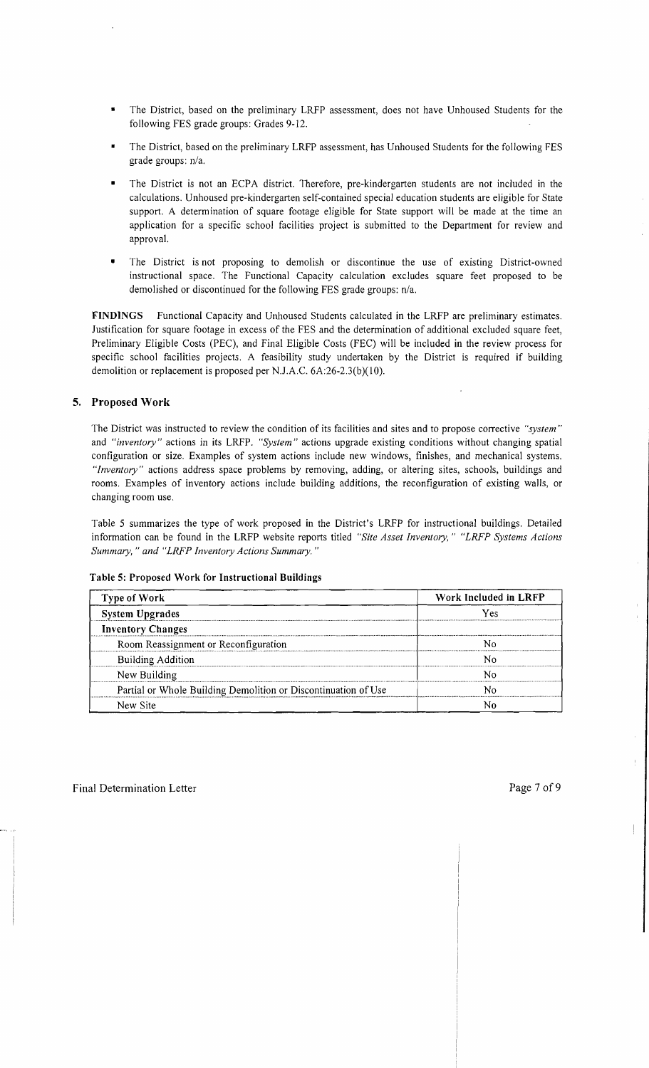- The District, based on the preliminary LRFP assessment, does not have Unhoused Students for the following FES grade groups: Grades 9-12.
- The District, based on the preliminary LRFP assessment, has Unhoused Students for the following FES grade groups: n/a.
- The District is not an ECPA district. Therefore, pre-kindergarten students are not included in the calculations. Unhoused pre-kindergarten self-contained special education students are eligible for State support. A determination of square footage eligible for State support will be made at the time an application for a specific school facilities project is submitted to the Department for review and approval.
- The District is not proposing to demolish or discontinue the use of existing District-owned instructional space. The Functional Capacity calculation excludes square feet proposed to be demolished or discontinued for the following FES grade groups: n/a.

**FINDINGS** Functional Capacity and Unhoused Students calculated in the LRFP are preliminary estimates. Justification for square footage in excess of the FES and the determination of additional excluded square feet, Preliminary Eligible Costs (PEC), and Final Eligible Costs (FEC) will be included in the review process for specific school facilities projects. A feasibility study undertaken by the District is required if building demolition or replacement is proposed per N.J.A.C. 6A:26-2.3(b)(10).

## 5. Proposed Work

The District was instructed to review the condition of its facilities and sites and to propose corrective *"system"* and *"inventory"* actions in its LRFP. *"System"* actions upgrade existing conditions without changing spatial configuration or size. Examples of system actions include new windows, finishes, and mechanical systems. *"Inventory"* actions address space problems by removing, adding, or altering sites, schools, buildings and rooms. Examples of inventory actions include building additions, the reconfiguration of existing walls, or changing room use.

Table 5 summarizes the type of work proposed in the District's LRFP for instructional buildings. Detailed information can be found in the LRFP website reports titled *"Site Asset Inventory," "LRFP Systems Actions Summary," and "LRFP Inventory Actions Summary."*

**Table 5: Proposed Work for Instructional Buildings**

| Type of Work | Work Included in LRFP |
|---|---|
| **System Upgrades** | Yes |
| **Inventory Changes** | |
| Room Reassignment or Reconfiguration | No |
| Building Addition | No |
| New Building | No |
| Partial or Whole Building Demolition or Discontinuation of Use | No |
| New Site | No |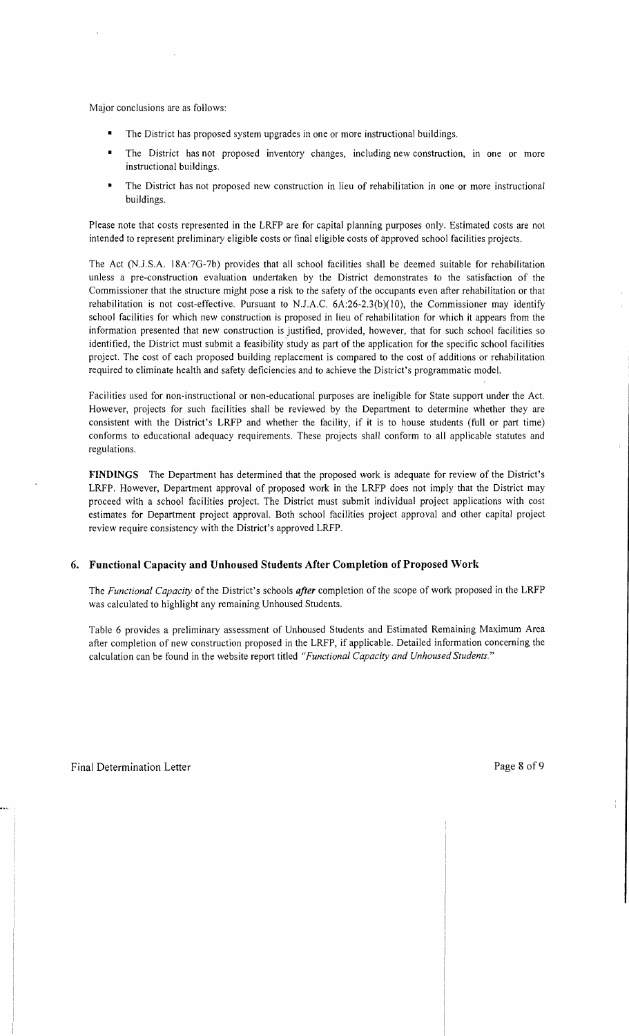Major conclusions are as follows:

- The District has proposed system upgrades in one or more instructional buildings.
- The District has not proposed inventory changes, including new construction, in one or more instructional buildings.
- The District has not proposed new construction in lieu of rehabilitation in one or more instructional buildings.

Please note that costs represented in the LRFP are for capital planning purposes only. Estimated costs are not intended to represent preliminary eligible costs or final eligible costs of approved school facilities projects.

The Act (N.J.S.A. 18A:7G-7b) provides that all school facilities shall be deemed suitable for rehabilitation unless a pre-construction evaluation undertaken by the District demonstrates to the satisfaction of the Commissioner that the structure might pose a risk to the safety of the occupants even after rehabilitation or that rehabilitation is not cost-effective. Pursuant to N.J.A.C. 6A:26-2.3(b)(10), the Commissioner may identify school facilities for which new construction is proposed in lieu of rehabilitation for which it appears from the information presented that new construction is justified, provided, however, that for such school facilities so identified, the District must submit a feasibility study as part of the application for the specific school facilities project. The cost of each proposed building replacement is compared to the cost of additions or rehabilitation required to eliminate health and safety deficiencies and to achieve the District's programmatic model.

Facilities used for non-instructional or non-educational purposes are ineligible for State support under the Act. However, projects for such facilities shall be reviewed by the Department to determine whether they are consistent with the District's LRFP and whether the facility, if it is to house students (full or part time) conforms to educational adequacy requirements. These projects shall conform to all applicable statutes and regulations.

**FINDINGS** The Department has determined that the proposed work is adequate for review of the District's LRFP. However, Department approval of proposed work in the LRFP does not imply that the District may proceed with a school facilities project. The District must submit individual project applications with cost estimates for Department project approval. Both school facilities project approval and other capital project review require consistency with the District's approved LRFP.

## 6. Functional Capacity and Unhoused Students After Completion of Proposed Work

The *Functional Capacity* of the District's schools ***after*** completion of the scope of work proposed in the LRFP was calculated to highlight any remaining Unhoused Students.

Table 6 provides a preliminary assessment of Unhoused Students and Estimated Remaining Maximum Area after completion of new construction proposed in the LRFP, if applicable. Detailed information concerning the calculation can be found in the website report titled *"Functional Capacity and Unhoused Students."*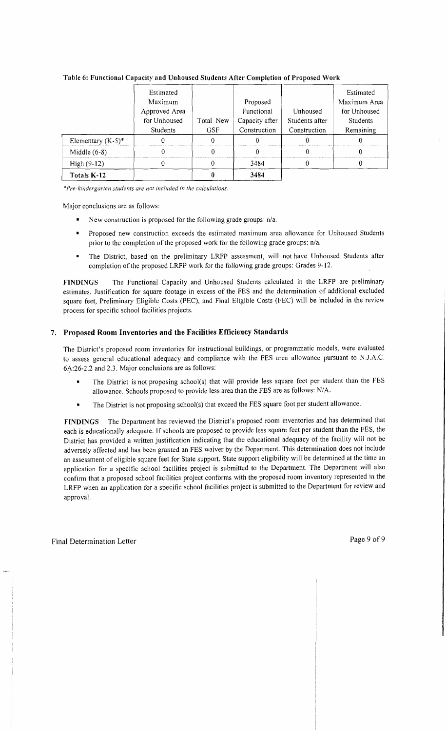**Table 6: Functional Capacity and Unhoused Students After Completion of Proposed Work**

| | Estimated Maximum Approved Area for Unhoused Students | Total New GSF | Proposed Functional Capacity after Construction | Unhoused Students after Construction | Estimated Maximum Area for Unhoused Students Remaining |
|---|---|---|---|---|---|
| Elementary (K-5)* | 0 | 0 | 0 | 0 | 0 |
| Middle (6-8) | 0 | 0 | 0 | 0 | 0 |
| High (9-12) | 0 | 0 | 3484 | 0 | 0 |
| **Totals K-12** | | **0** | **3484** | | |

*\*Pre-kindergarten students are not included in the calculations.*

Major conclusions are as follows:

- New construction is proposed for the following grade groups: n/a.
- Proposed new construction exceeds the estimated maximum area allowance for Unhoused Students prior to the completion of the proposed work for the following grade groups: n/a.
- The District, based on the preliminary LRFP assessment, will not have Unhoused Students after completion of the proposed LRFP work for the following grade groups: Grades 9-12.

**FINDINGS** The Functional Capacity and Unhoused Students calculated in the LRFP are preliminary estimates. Justification for square footage in excess of the FES and the determination of additional excluded square feet, Preliminary Eligible Costs (PEC), and Final Eligible Costs (FEC) will be included in the review process for specific school facilities projects.

## 7. Proposed Room Inventories and the Facilities Efficiency Standards

The District's proposed room inventories for instructional buildings, or programmatic models, were evaluated to assess general educational adequacy and compliance with the FES area allowance pursuant to N.J.A.C. 6A:26-2.2 and 2.3. Major conclusions are as follows:

- The District is not proposing school(s) that will provide less square feet per student than the FES allowance. Schools proposed to provide less area than the FES are as follows: N/A.
- The District is not proposing school(s) that exceed the FES square foot per student allowance.

**FINDINGS** The Department has reviewed the District's proposed room inventories and has determined that each is educationally adequate. If schools are proposed to provide less square feet per student than the FES, the District has provided a written justification indicating that the educational adequacy of the facility will not be adversely affected and has been granted an FES waiver by the Department. This determination does not include an assessment of eligible square feet for State support. State support eligibility will be determined at the time an application for a specific school facilities project is submitted to the Department. The Department will also confirm that a proposed school facilities project conforms with the proposed room inventory represented in the LRFP when an application for a specific school facilities project is submitted to the Department for review and approval.